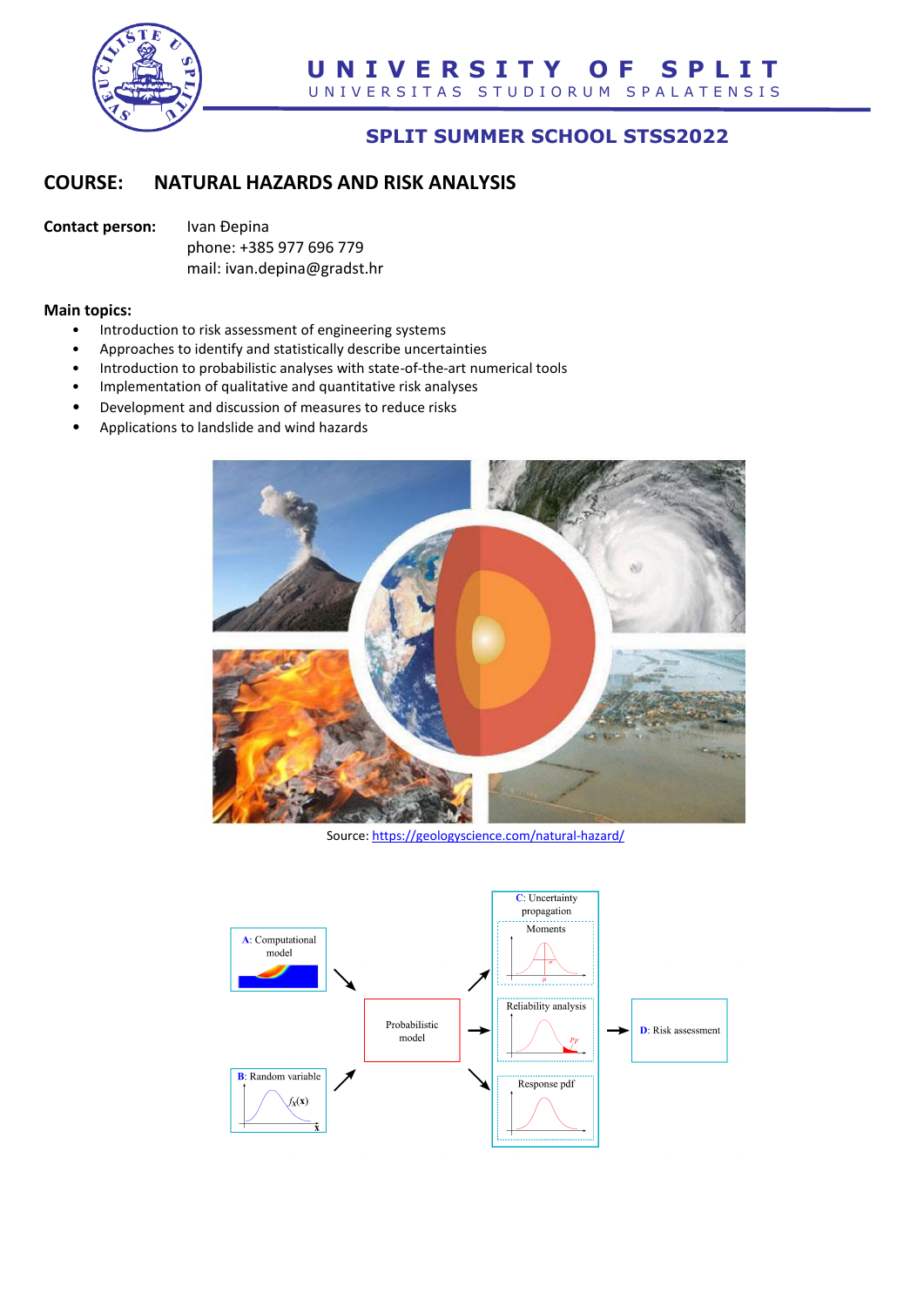# UNIVERSITY OF SPLIT

UNIVERSITAS STUDIORUM SPALATENSIS

## SPLIT SUMMER SCHOOL STSS2022

## COURSE: NATURAL HAZARDS AND RISK ANALYSIS

**Contact person:** Ivan Đepina
phone: +385 977 696 779
mail: ivan.depina@gradst.hr

**Main topics:**

- Introduction to risk assessment of engineering systems
- Approaches to identify and statistically describe uncertainties
- Introduction to probabilistic analyses with state-of-the-art numerical tools
- Implementation of qualitative and quantitative risk analyses
- Development and discussion of measures to reduce risks
- Applications to landslide and wind hazards

Source: https://geologyscience.com/natural-hazard/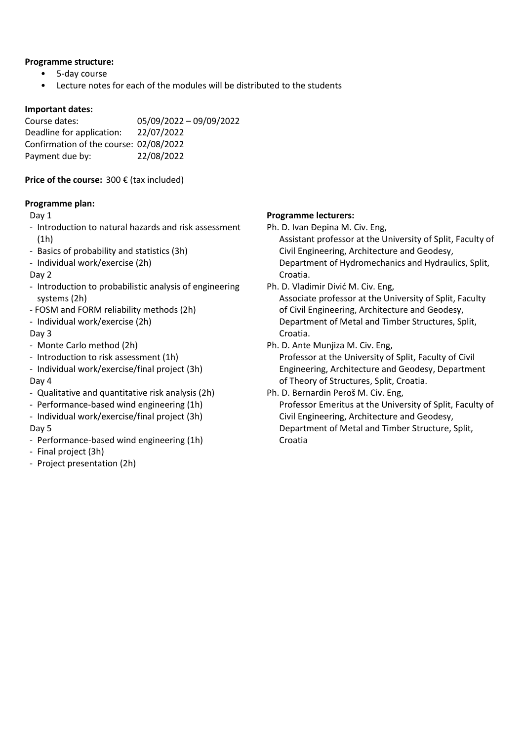**Programme structure:**

- 5-day course
- Lecture notes for each of the modules will be distributed to the students

**Important dates:**

Course dates: 05/09/2022 – 09/09/2022
Deadline for application: 22/07/2022
Confirmation of the course: 02/08/2022
Payment due by: 22/08/2022

**Price of the course:** 300 € (tax included)

**Programme plan:**

Day 1

- Introduction to natural hazards and risk assessment (1h)
- Basics of probability and statistics (3h)
- Individual work/exercise (2h)

Day 2

- Introduction to probabilistic analysis of engineering systems (2h)
- FOSM and FORM reliability methods (2h)
- Individual work/exercise (2h)

Day 3

- Monte Carlo method (2h)
- Introduction to risk assessment (1h)
- Individual work/exercise/final project (3h)

Day 4

- Qualitative and quantitative risk analysis (2h)
- Performance-based wind engineering (1h)
- Individual work/exercise/final project (3h)

Day 5

- Performance-based wind engineering (1h)
- Final project (3h)
- Project presentation (2h)

**Programme lecturers:**

Ph. D. Ivan Đepina M. Civ. Eng,
Assistant professor at the University of Split, Faculty of Civil Engineering, Architecture and Geodesy, Department of Hydromechanics and Hydraulics, Split, Croatia.

Ph. D. Vladimir Divić M. Civ. Eng,
Associate professor at the University of Split, Faculty of Civil Engineering, Architecture and Geodesy, Department of Metal and Timber Structures, Split, Croatia.

Ph. D. Ante Munjiza M. Civ. Eng,
Professor at the University of Split, Faculty of Civil Engineering, Architecture and Geodesy, Department of Theory of Structures, Split, Croatia.

Ph. D. Bernardin Peroš M. Civ. Eng,
Professor Emeritus at the University of Split, Faculty of Civil Engineering, Architecture and Geodesy, Department of Metal and Timber Structure, Split, Croatia